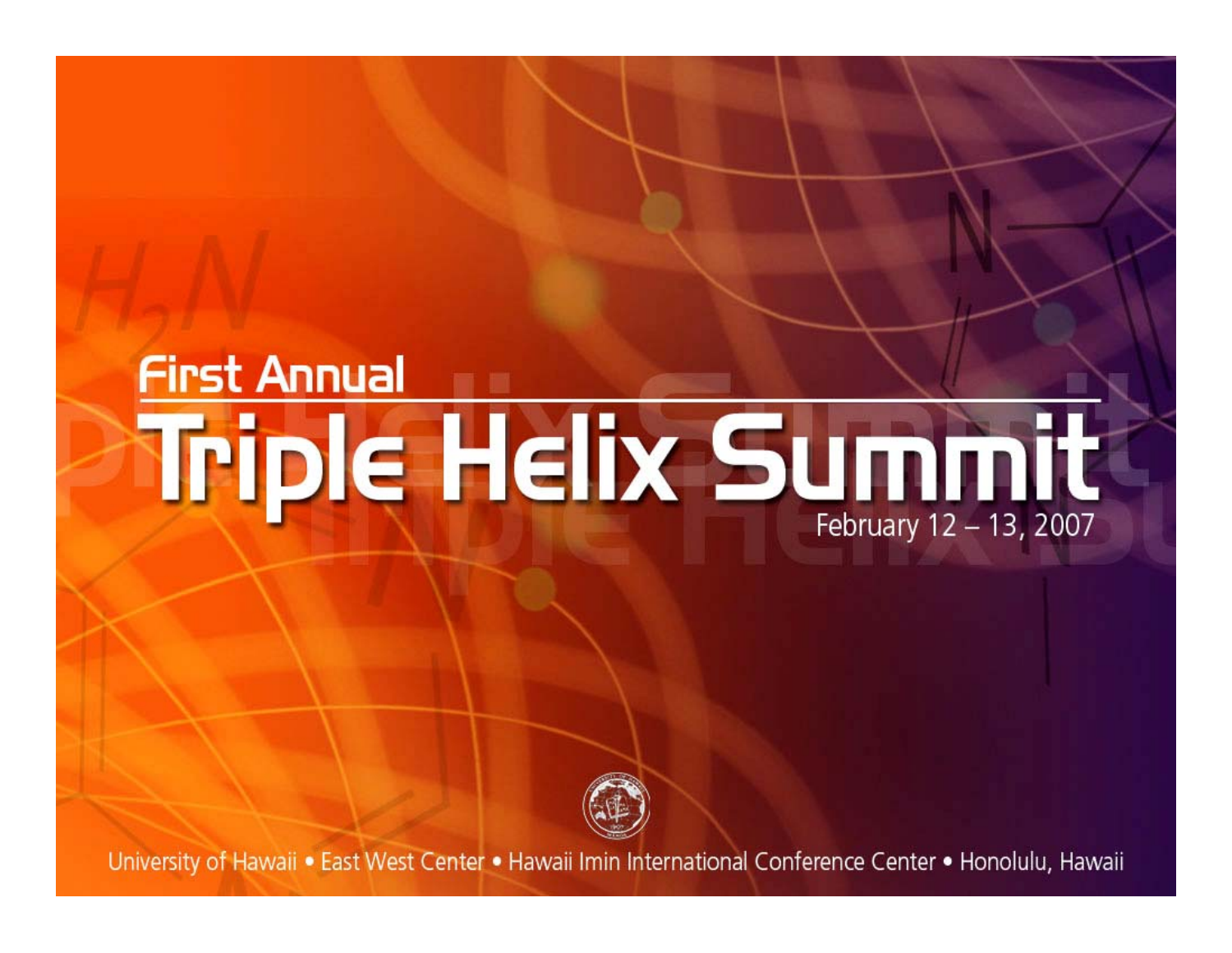First Annual

# Triple Helix Summit

February 12 – 13, 2007

University of Hawaii • East West Center • Hawaii Imin International Conference Center • Honolulu, Hawaii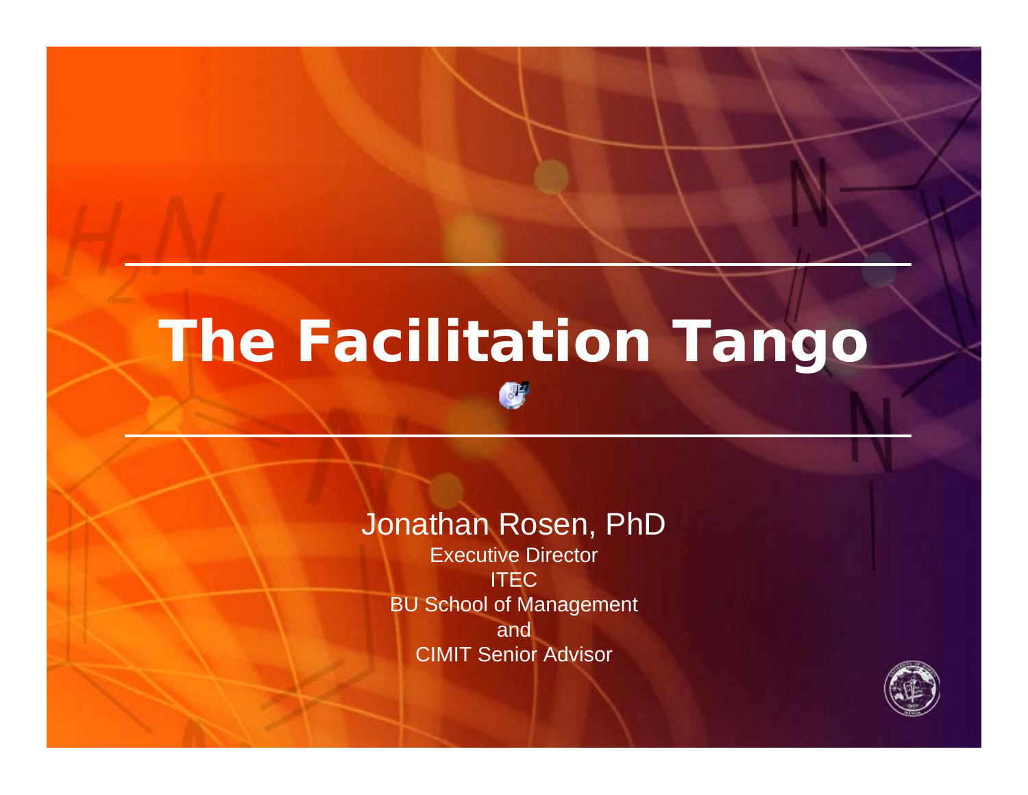# The Facilitation Tango

Jonathan Rosen, PhD

Executive Director

ITEC

BU School of Management

and

CIMIT Senior Advisor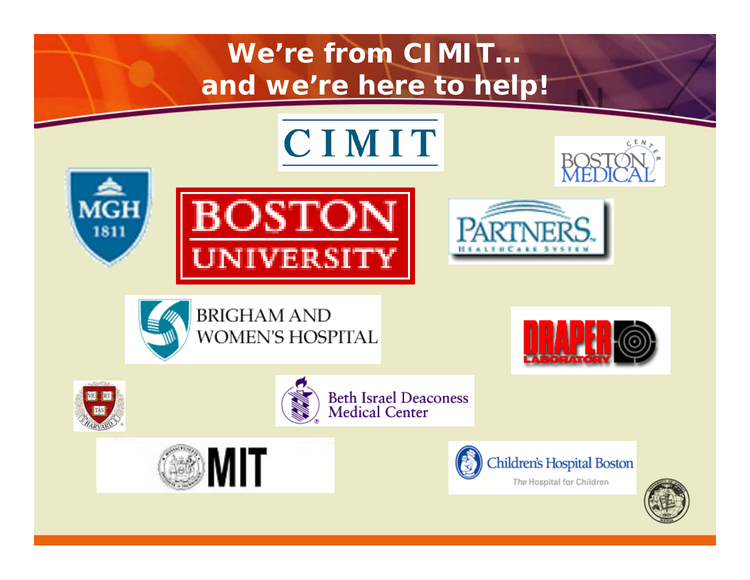# We're from CIMIT… and we're here to help!

CIMIT

BOSTON MEDICAL CENTER

MGH 1811

BOSTON UNIVERSITY

PARTNERS HEALTHCARE SYSTEM

BRIGHAM AND WOMEN'S HOSPITAL

DRAPER LABORATORY

VE RI TAS HARVARD

Beth Israel Deaconess Medical Center

MIT

Children's Hospital Boston
The Hospital for Children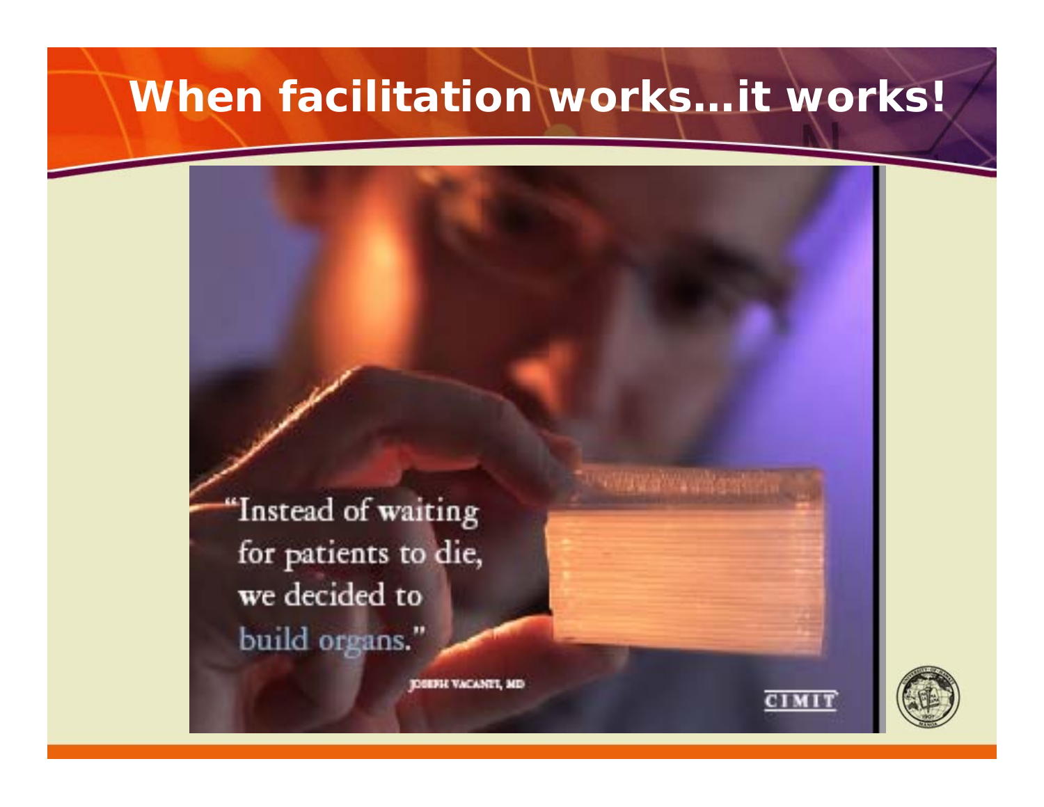# When facilitation works…it works!

"Instead of waiting for patients to die, we decided to build organs."

JOSEPH VACANTI, MD

CIMIT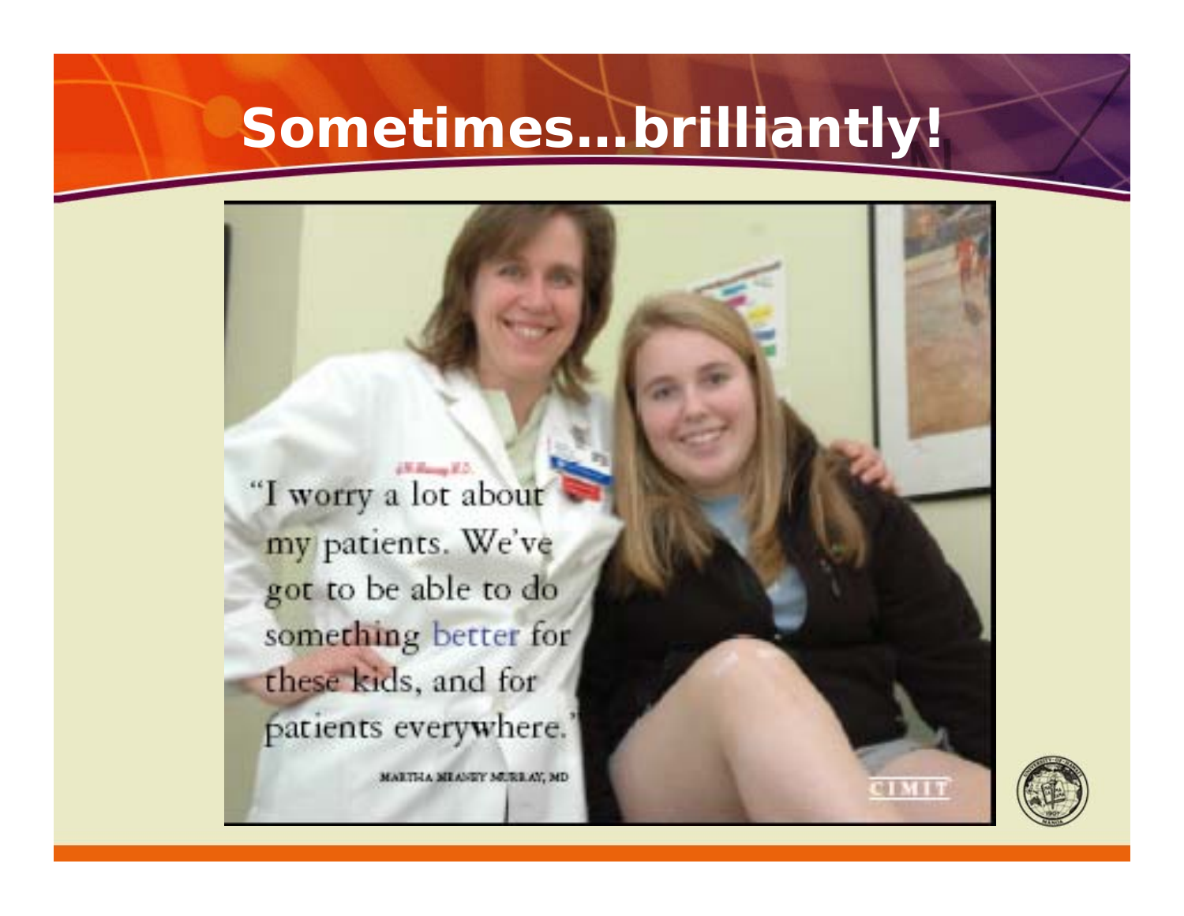# Sometimes…brilliantly!

"I worry a lot about my patients. We've got to be able to do something better for these kids, and for patients everywhere."

MARTHA MEANEY MURRAY, MD

CIMIT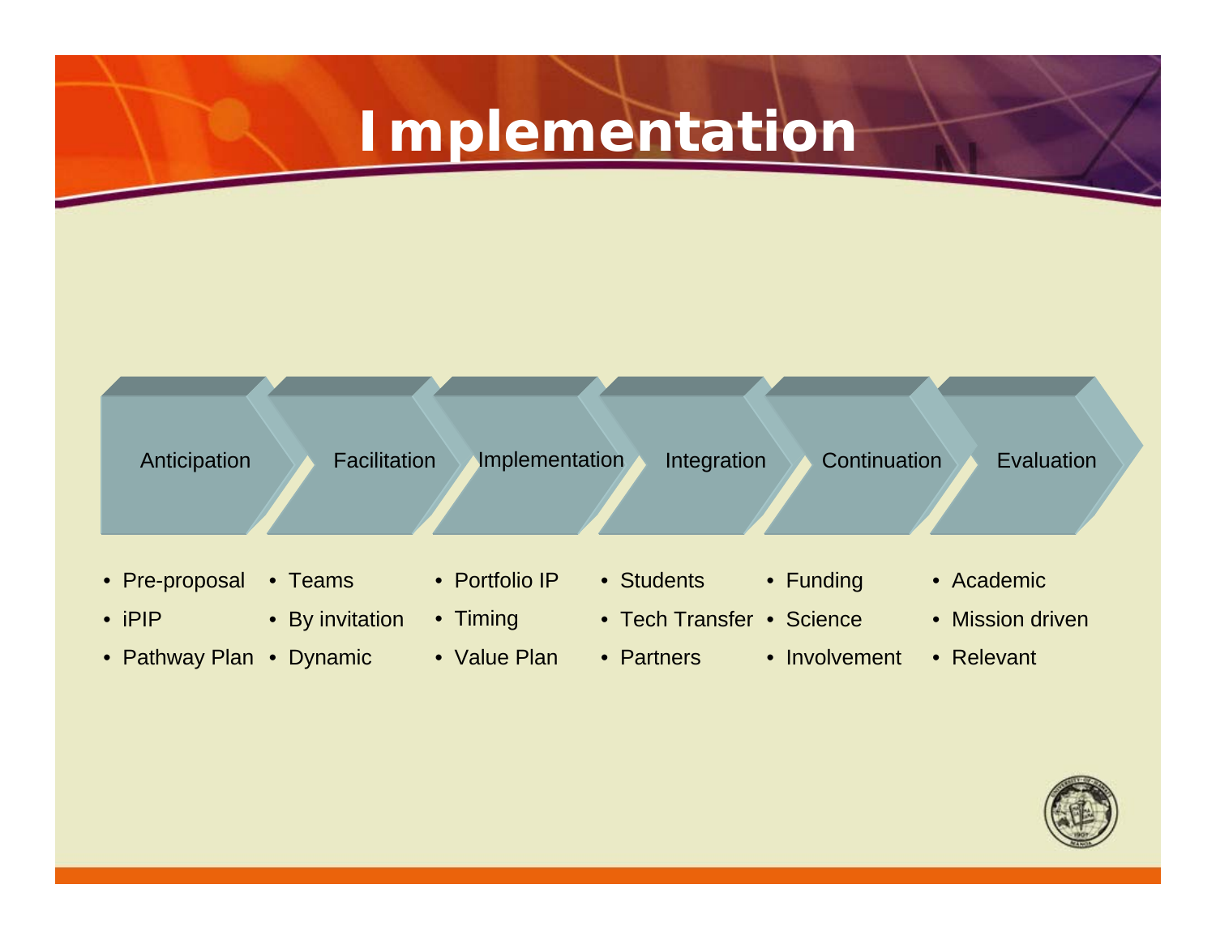# Implementation

| Anticipation | Facilitation | Implementation | Integration | Continuation | Evaluation |
|---|---|---|---|---|---|
| • Pre-proposal | • Teams | • Portfolio IP | • Students | • Funding | • Academic |
| • iPIP | • By invitation | • Timing | • Tech Transfer | • Science | • Mission driven |
| • Pathway Plan | • Dynamic | • Value Plan | • Partners | • Involvement | • Relevant |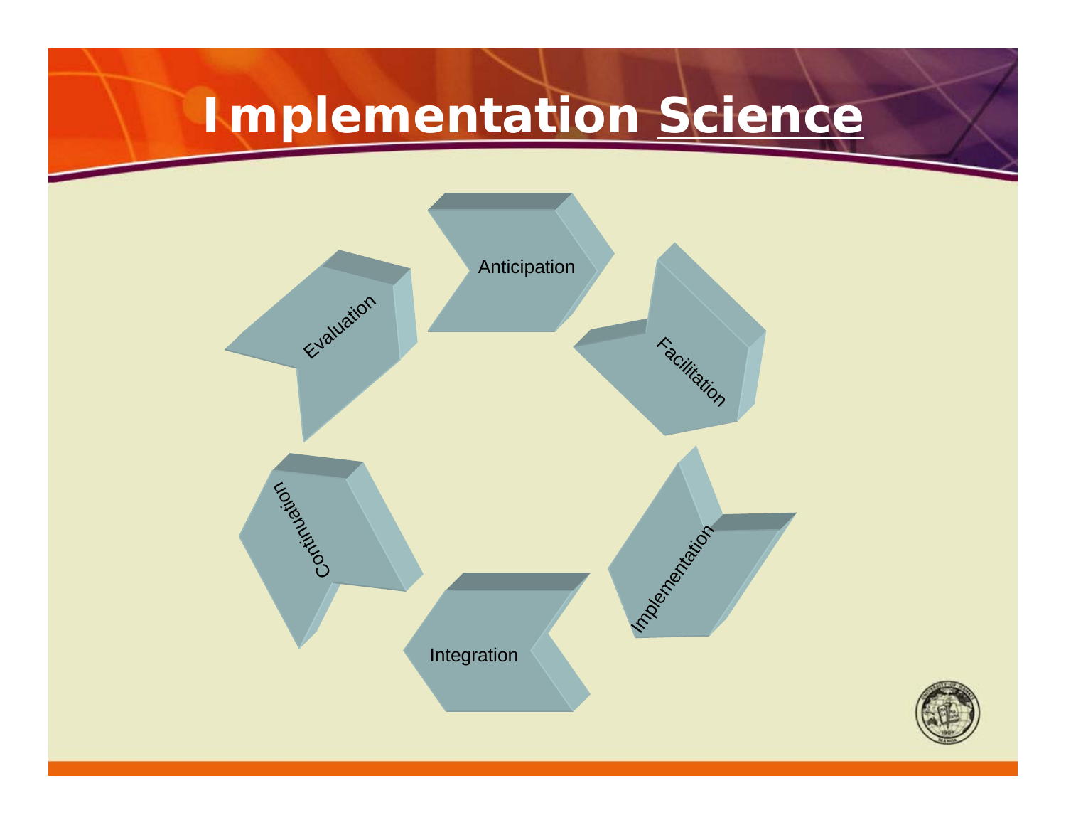# Implementation Science

- Anticipation
- Facilitation
- Implementation
- Integration
- Continuation
- Evaluation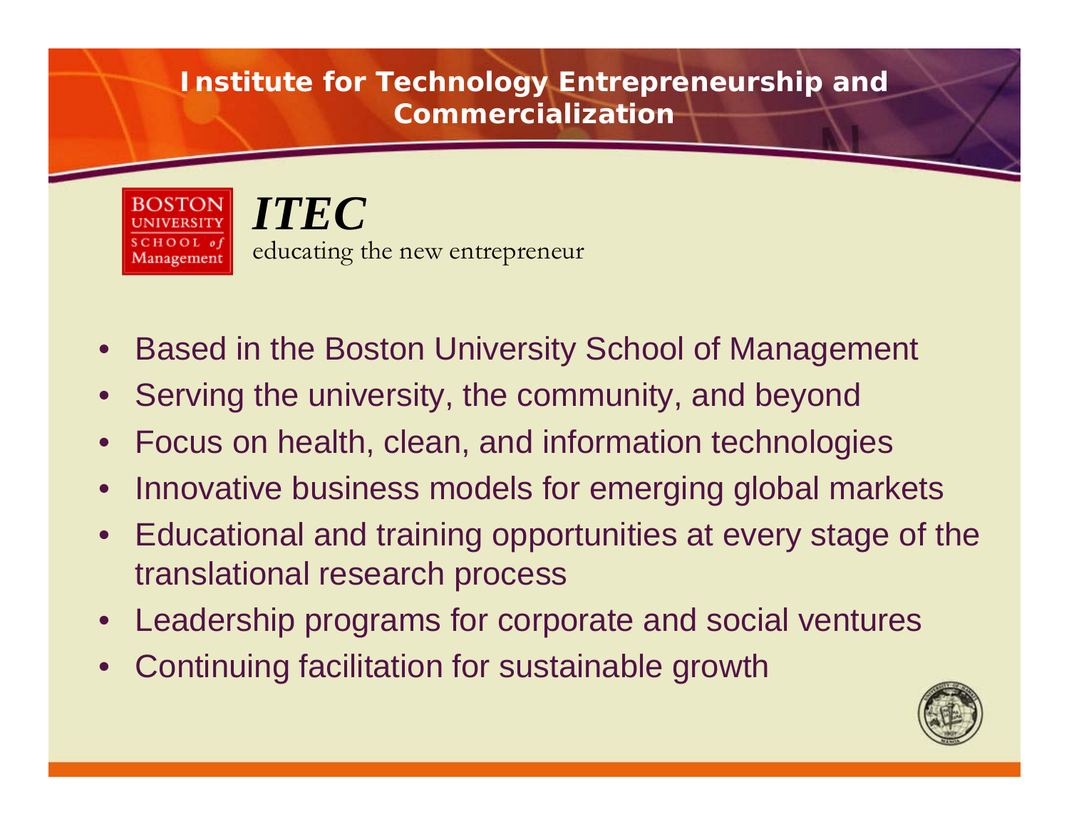# Institute for Technology Entrepreneurship and Commercialization

BOSTON UNIVERSITY SCHOOL of Management

***ITEC***

educating the new entrepreneur

- Based in the Boston University School of Management
- Serving the university, the community, and beyond
- Focus on health, clean, and information technologies
- Innovative business models for emerging global markets
- Educational and training opportunities at every stage of the translational research process
- Leadership programs for corporate and social ventures
- Continuing facilitation for sustainable growth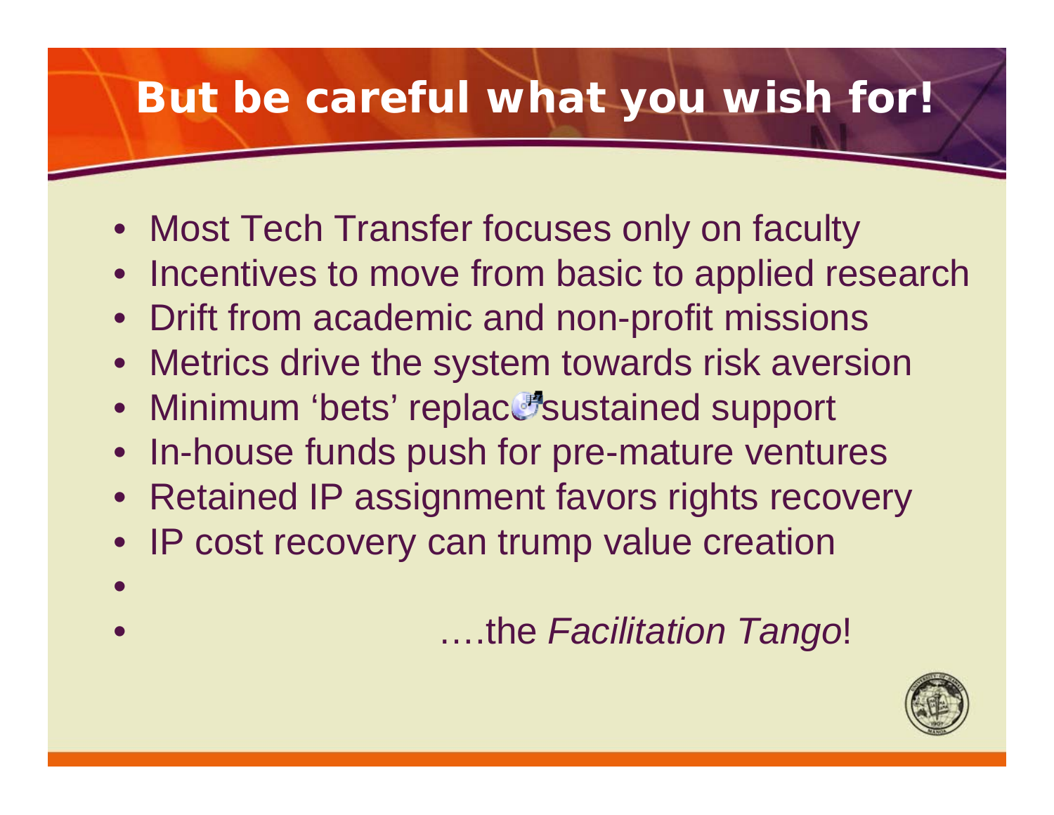# But be careful what you wish for!

- Most Tech Transfer focuses only on faculty
- Incentives to move from basic to applied research
- Drift from academic and non-profit missions
- Metrics drive the system towards risk aversion
- Minimum ‘bets’ replace sustained support
- In-house funds push for pre-mature ventures
- Retained IP assignment favors rights recovery
- IP cost recovery can trump value creation
- 
- ….the *Facilitation Tango*!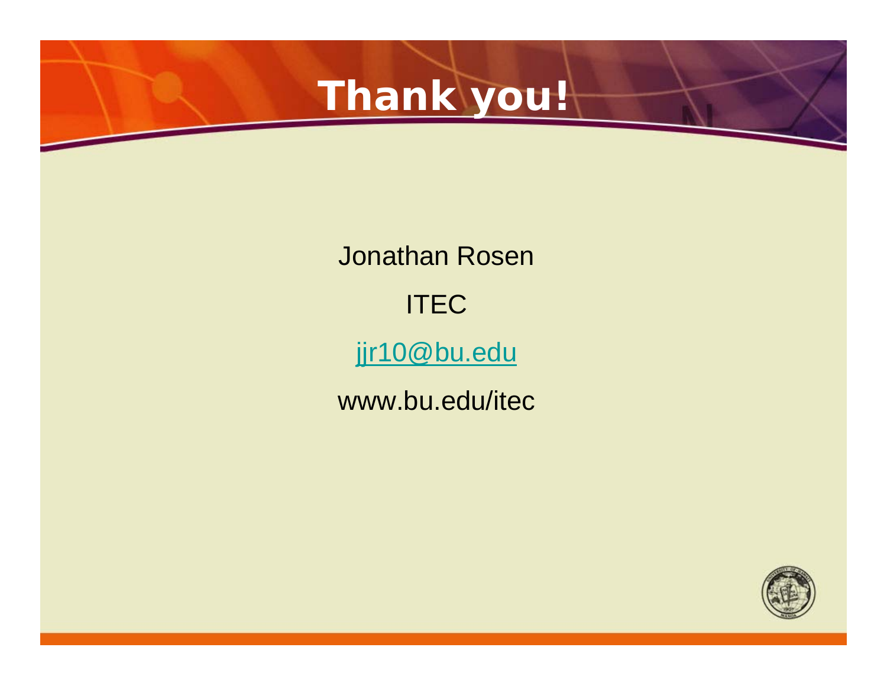# Thank you!

Jonathan Rosen

ITEC

jjr10@bu.edu

www.bu.edu/itec